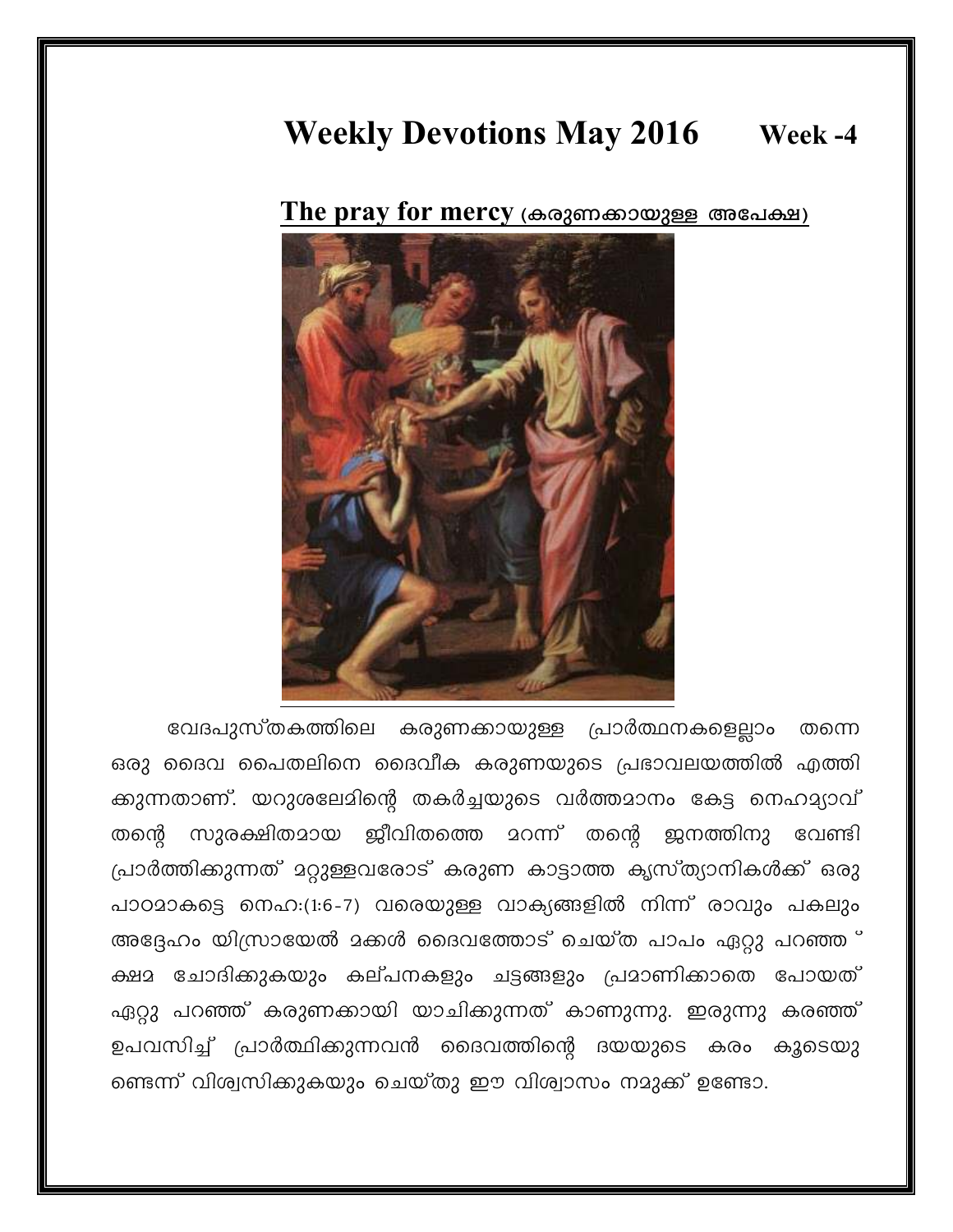# Weekly Devotions May 2016 Week -4

## The pray for mercy (കരുണക്കായുള്ള അപേക്ഷ)

വേദപുസ്തകത്തിലെ കരുണക്കായുള്ള പ്രാർത്ഥനകളെല്ലാം തന്നെ ഒരു ദൈവ പൈതലിനെ ദൈവീക കരുണയുടെ പ്രഭാവലയത്തിൽ എത്തിക്കുന്നതാണ്. യറുശലേമിന്റെ തകർച്ചയുടെ വർത്തമാനം കേട്ട നെഹമ്യാവ് തന്റെ സുരക്ഷിതമായ ജീവിതത്തെ മറന്ന് തന്റെ ജനത്തിനു വേണ്ടി പ്രാർത്തിക്കുന്നത് മറ്റുള്ളവരോട് കരുണ കാട്ടാത്ത കൃസ്ത്യാനികൾക്ക് ഒരു പാഠമാകട്ടെ നെഹ:(1:6-7) വരെയുള്ള വാക്യങ്ങളിൽ നിന്ന് രാവും പകലും അദ്ദേഹം യിസ്രായേൽ മക്കൾ ദൈവത്തോട് ചെയ്ത പാപം ഏറ്റു പറഞ്ഞ ് ക്ഷമ ചോദിക്കുകയും കല്പനകളും ചട്ടങ്ങളും പ്രമാണിക്കാതെ പോയത് ഏറ്റു പറഞ്ഞ് കരുണക്കായി യാചിക്കുന്നത് കാണുന്നു. ഇരുന്നു കരഞ്ഞ് ഉപവസിച്ച് പ്രാർത്ഥിക്കുന്നവൻ ദൈവത്തിന്റെ ദയയുടെ കരം കൂടെയുണ്ടെന്ന് വിശ്വസിക്കുകയും ചെയ്തു ഈ വിശ്വാസം നമുക്ക് ഉണ്ടോ.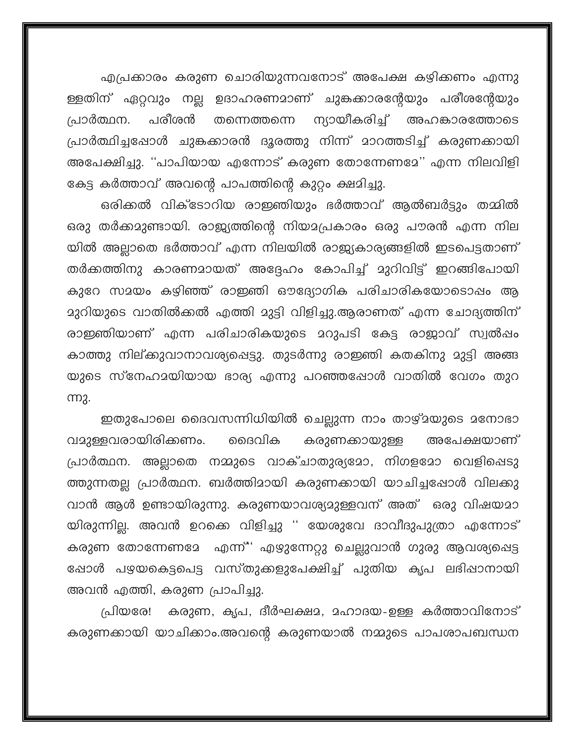എപ്രക്കാരം കരുണ ചൊരിയുന്നവനോട് അപേക്ഷ കഴിക്കണം എന്നുള്ളതിന് ഏറ്റവും നല്ല ഉദാഹരണമാണ് ചുങ്കക്കാരന്റേയും പരീശന്റേയും പ്രാർത്ഥന. പരീശൻ തന്നെത്തന്നെ ന്യായീകരിച്ച് അഹങ്കാരത്തോടെ പ്രാർത്ഥിച്ചപ്പോൾ ചുങ്കക്കാരൻ ദൂരത്തു നിന്ന് മാറത്തടിച്ച് കരുണക്കായി അപേക്ഷിച്ചു. ''പാപിയായ എന്നോട് കരുണ തോന്നേണമേ'' എന്ന നിലവിളി കേട്ട കർത്താവ് അവന്റെ പാപത്തിന്റെ കുറ്റം ക്ഷമിച്ചു.

ഒരിക്കൽ വിക്ടോറിയ രാജ്ഞിയും ഭർത്താവ് ആൽബർട്ടും തമ്മിൽ ഒരു തർക്കമുണ്ടായി. രാജ്യത്തിന്റെ നിയമപ്രകാരം ഒരു പൗരൻ എന്ന നിലയിൽ അല്ലാതെ ഭർത്താവ് എന്ന നിലയിൽ രാജ്യകാര്യങ്ങളിൽ ഇടപെട്ടതാണ് തർക്കത്തിനു കാരണമായത് അദ്ദേഹം കോപിച്ച് മുറിവിട്ട് ഇറങ്ങിപോയി കുറേ സമയം കഴിഞ്ഞ് രാജ്ഞി ഔദ്യോഗിക പരിചാരികയോടൊപ്പം ആ മുറിയുടെ വാതിൽക്കൽ എത്തി മുട്ടി വിളിച്ചു.ആരാണത് എന്ന ചോദ്യത്തിന് രാജ്ഞിയാണ് എന്ന പരിചാരികയുടെ മറുപടി കേട്ട രാജാവ് സ്വൽപ്പം കാത്തു നില്ക്കുവാനാവശ്യപ്പെട്ടു. തുടർന്നു രാജ്ഞി കതകിനു മുട്ടി അങ്ങയുടെ സ്നേഹമയിയായ ഭാര്യ എന്നു പറഞ്ഞപ്പോൾ വാതിൽ വേഗം തുറന്നു.

ഇതുപോലെ ദൈവസന്നിധിയിൽ ചെല്ലുന്ന നാം താഴ്മയുടെ മനോഭാവമുള്ളവരായിരിക്കണം. ദൈവിക കരുണക്കായുള്ള അപേക്ഷയാണ് പ്രാർത്ഥന. അല്ലാതെ നമ്മുടെ വാക്ചാതുര്യമോ, നിഗളമോ വെളിപ്പെടുത്തുന്നതല്ല പ്രാർത്ഥന. ബർത്തിമായി കരുണക്കായി യാചിച്ചപ്പോൾ വിലക്കുവാൻ ആൾ ഉണ്ടായിരുന്നു. കരുണയാവശ്യമുള്ളവന് അത് ഒരു വിഷയമായിരുന്നില്ല. അവൻ ഉറക്കെ വിളിച്ചു '' യേശുവേ ദാവീദുപുത്രാ എന്നോട് കരുണ തോന്നേണമേ എന്ന്'' എഴുന്നേറ്റു ചെല്ലുവാൻ ഗുരു ആവശ്യപ്പെട്ടപ്പോൾ പഴയകെട്ടപ്പെട്ട വസ്തുക്കളുപേക്ഷിച്ച് പുതിയ കൃപ ലഭിപ്പാനായി അവൻ എത്തി, കരുണ പ്രാപിച്ചു.

പ്രിയരേ! കരുണ, കൃപ, ദീർഘക്ഷമ, മഹാദയ-ഉള്ള കർത്താവിനോട് കരുണക്കായി യാചിക്കാം.അവന്റെ കരുണയാൽ നമ്മുടെ പാപശാപബന്ധന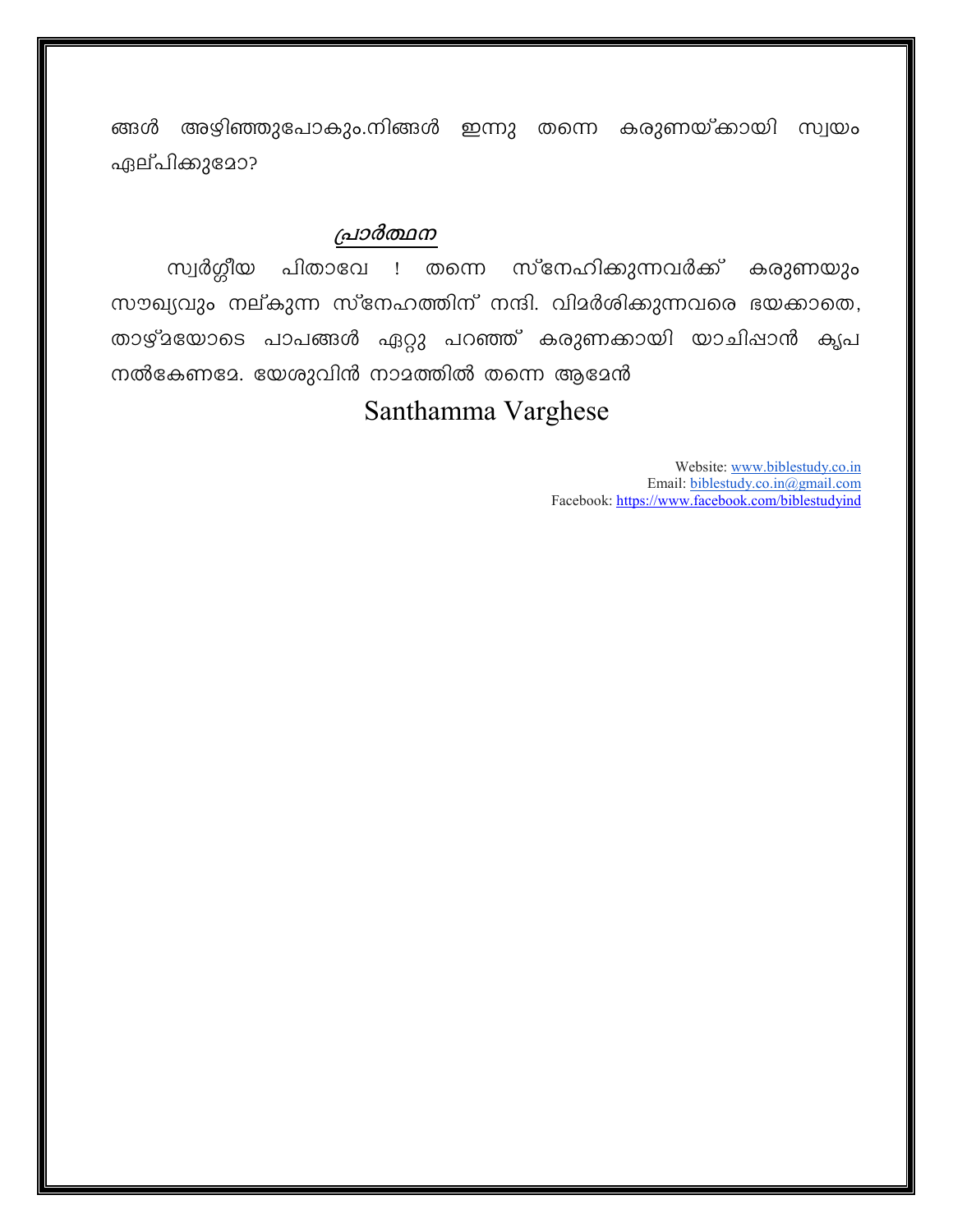ങ്ങൾ അഴിഞ്ഞുപോകും.നിങ്ങൾ ഇന്നു തന്നെ കരുണയ്ക്കായി സ്വയം ഏല്പിക്കുമോ?

### ***പ്രാർത്ഥന***

സ്വർഗ്ഗീയ പിതാവേ ! തന്നെ സ്നേഹിക്കുന്നവർക്ക് കരുണയും സൗഖ്യവും നല്കുന്ന സ്നേഹത്തിന് നന്ദി. വിമർശിക്കുന്നവരെ ഭയക്കാതെ, താഴ്മയോടെ പാപങ്ങൾ ഏറ്റു പറഞ്ഞ് കരുണക്കായി യാചിപ്പാൻ കൃപ നൽകേണമേ. യേശുവിൻ നാമത്തിൽ തന്നെ ആമേൻ

Santhamma Varghese

Website: www.biblestudy.co.in
Email: biblestudy.co.in@gmail.com
Facebook: https://www.facebook.com/biblestudyind